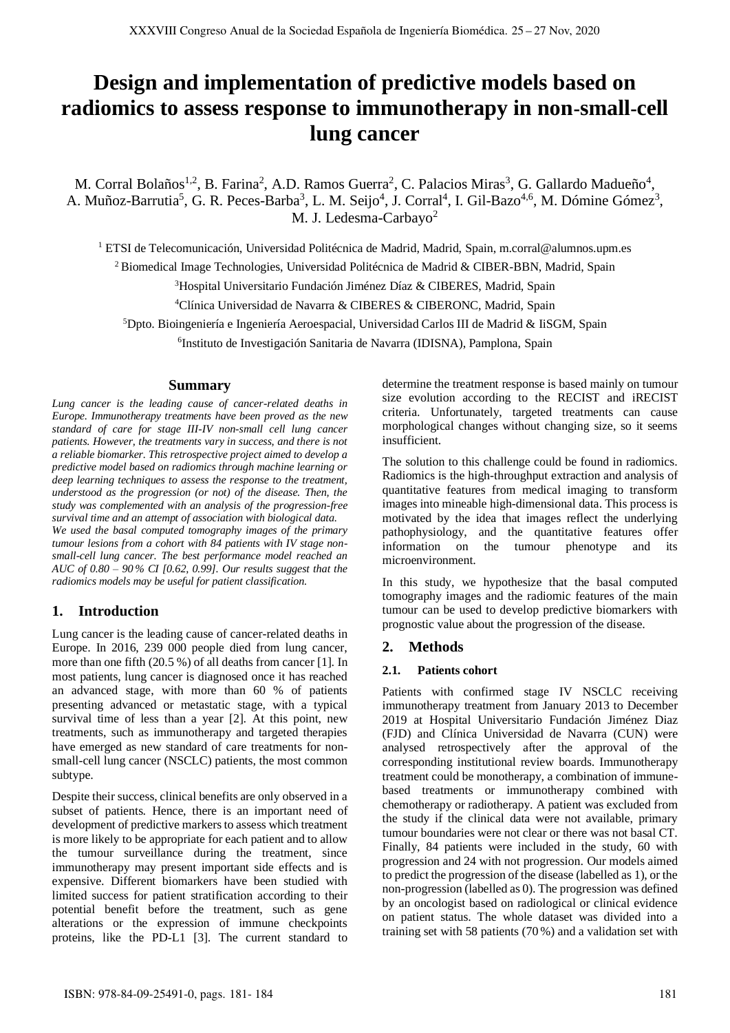# Design and implementation of predictive models based on radiomics to assess response to immunotherapy in non-small-cell lung cancer

M. Corral Bolaños[1,2], B. Farina[2], A.D. Ramos Guerra[2], C. Palacios Miras[3], G. Gallardo Madueño[4], A. Muñoz-Barrutia[5], G. R. Peces-Barba[3], L. M. Seijo[4], J. Corral[4], I. Gil-Bazo[4,6], M. Dómine Gómez[3], M. J. Ledesma-Carbayo[2]

[1] ETSI de Telecomunicación, Universidad Politécnica de Madrid, Madrid, Spain, m.corral@alumnos.upm.es

[2] Biomedical Image Technologies, Universidad Politécnica de Madrid & CIBER-BBN, Madrid, Spain

[3] Hospital Universitario Fundación Jiménez Díaz & CIBERES, Madrid, Spain

[4] Clínica Universidad de Navarra & CIBERES & CIBERONC, Madrid, Spain

[5] Dpto. Bioingeniería e Ingeniería Aeroespacial, Universidad Carlos III de Madrid & IiSGM, Spain

[6] Instituto de Investigación Sanitaria de Navarra (IDISNA), Pamplona, Spain

## Summary

*Lung cancer is the leading cause of cancer-related deaths in Europe. Immunotherapy treatments have been proved as the new standard of care for stage III-IV non-small cell lung cancer patients. However, the treatments vary in success, and there is not a reliable biomarker. This retrospective project aimed to develop a predictive model based on radiomics through machine learning or deep learning techniques to assess the response to the treatment, understood as the progression (or not) of the disease. Then, the study was complemented with an analysis of the progression-free survival time and an attempt of association with biological data.*

*We used the basal computed tomography images of the primary tumour lesions from a cohort with 84 patients with IV stage non-small-cell lung cancer. The best performance model reached an AUC of 0.80 – 90 % CI [0.62, 0.99]. Our results suggest that the radiomics models may be useful for patient classification.*

## 1. Introduction

Lung cancer is the leading cause of cancer-related deaths in Europe. In 2016, 239 000 people died from lung cancer, more than one fifth (20.5 %) of all deaths from cancer [1]. In most patients, lung cancer is diagnosed once it has reached an advanced stage, with more than 60 % of patients presenting advanced or metastatic stage, with a typical survival time of less than a year [2]. At this point, new treatments, such as immunotherapy and targeted therapies have emerged as new standard of care treatments for non-small-cell lung cancer (NSCLC) patients, the most common subtype.

Despite their success, clinical benefits are only observed in a subset of patients. Hence, there is an important need of development of predictive markers to assess which treatment is more likely to be appropriate for each patient and to allow the tumour surveillance during the treatment, since immunotherapy may present important side effects and is expensive. Different biomarkers have been studied with limited success for patient stratification according to their potential benefit before the treatment, such as gene alterations or the expression of immune checkpoints proteins, like the PD-L1 [3]. The current standard to determine the treatment response is based mainly on tumour size evolution according to the RECIST and iRECIST criteria. Unfortunately, targeted treatments can cause morphological changes without changing size, so it seems insufficient.

The solution to this challenge could be found in radiomics. Radiomics is the high-throughput extraction and analysis of quantitative features from medical imaging to transform images into mineable high-dimensional data. This process is motivated by the idea that images reflect the underlying pathophysiology, and the quantitative features offer information on the tumour phenotype and its microenvironment.

In this study, we hypothesize that the basal computed tomography images and the radiomic features of the main tumour can be used to develop predictive biomarkers with prognostic value about the progression of the disease.

## 2. Methods

### 2.1. Patients cohort

Patients with confirmed stage IV NSCLC receiving immunotherapy treatment from January 2013 to December 2019 at Hospital Universitario Fundación Jiménez Diaz (FJD) and Clínica Universidad de Navarra (CUN) were analysed retrospectively after the approval of the corresponding institutional review boards. Immunotherapy treatment could be monotherapy, a combination of immune-based treatments or immunotherapy combined with chemotherapy or radiotherapy. A patient was excluded from the study if the clinical data were not available, primary tumour boundaries were not clear or there was not basal CT. Finally, 84 patients were included in the study, 60 with progression and 24 with not progression. Our models aimed to predict the progression of the disease (labelled as 1), or the non-progression (labelled as 0). The progression was defined by an oncologist based on radiological or clinical evidence on patient status. The whole dataset was divided into a training set with 58 patients (70 %) and a validation set with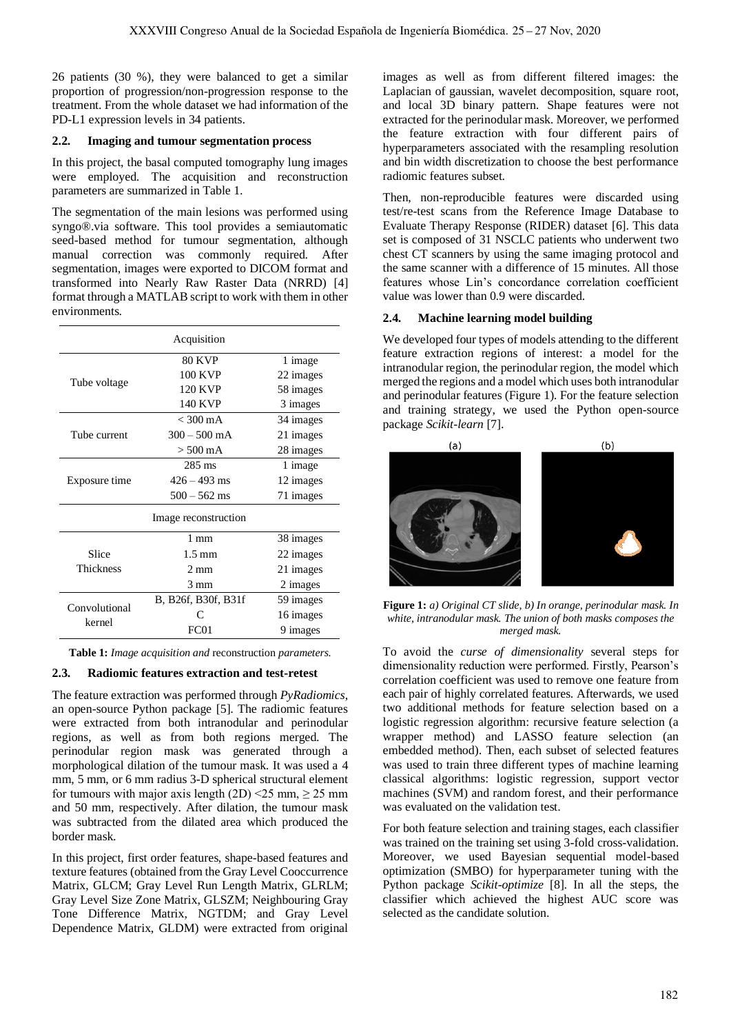26 patients (30 %), they were balanced to get a similar proportion of progression/non-progression response to the treatment. From the whole dataset we had information of the PD-L1 expression levels in 34 patients.

### 2.2. Imaging and tumour segmentation process

In this project, the basal computed tomography lung images were employed. The acquisition and reconstruction parameters are summarized in Table 1.

The segmentation of the main lesions was performed using syngo®.via software. This tool provides a semiautomatic seed-based method for tumour segmentation, although manual correction was commonly required. After segmentation, images were exported to DICOM format and transformed into Nearly Raw Raster Data (NRRD) [4] format through a MATLAB script to work with them in other environments.

| Acquisition | | |
|---|---|---|
| Tube voltage | 80 KVP | 1 image |
| | 100 KVP | 22 images |
| | 120 KVP | 58 images |
| | 140 KVP | 3 images |
| Tube current | < 300 mA | 34 images |
| | 300 – 500 mA | 21 images |
| | > 500 mA | 28 images |
| Exposure time | 285 ms | 1 image |
| | 426 – 493 ms | 12 images |
| | 500 – 562 ms | 71 images |
| **Image reconstruction** | | |
| Slice Thickness | 1 mm | 38 images |
| | 1.5 mm | 22 images |
| | 2 mm | 21 images |
| | 3 mm | 2 images |
| Convolutional kernel | B, B26f, B30f, B31f | 59 images |
| | C | 16 images |
| | FC01 | 9 images |

**Table 1:** *Image acquisition and* reconstruction *parameters.*

### 2.3. Radiomic features extraction and test-retest

The feature extraction was performed through *PyRadiomics*, an open-source Python package [5]. The radiomic features were extracted from both intranodular and perinodular regions, as well as from both regions merged. The perinodular region mask was generated through a morphological dilation of the tumour mask. It was used a 4 mm, 5 mm, or 6 mm radius 3-D spherical structural element for tumours with major axis length (2D) <25 mm, ≥ 25 mm and 50 mm, respectively. After dilation, the tumour mask was subtracted from the dilated area which produced the border mask.

In this project, first order features, shape-based features and texture features (obtained from the Gray Level Cooccurrence Matrix, GLCM; Gray Level Run Length Matrix, GLRLM; Gray Level Size Zone Matrix, GLSZM; Neighbouring Gray Tone Difference Matrix, NGTDM; and Gray Level Dependence Matrix, GLDM) were extracted from original images as well as from different filtered images: the Laplacian of gaussian, wavelet decomposition, square root, and local 3D binary pattern. Shape features were not extracted for the perinodular mask. Moreover, we performed the feature extraction with four different pairs of hyperparameters associated with the resampling resolution and bin width discretization to choose the best performance radiomic features subset.

Then, non-reproducible features were discarded using test/re-test scans from the Reference Image Database to Evaluate Therapy Response (RIDER) dataset [6]. This data set is composed of 31 NSCLC patients who underwent two chest CT scanners by using the same imaging protocol and the same scanner with a difference of 15 minutes. All those features whose Lin's concordance correlation coefficient value was lower than 0.9 were discarded.

### 2.4. Machine learning model building

We developed four types of models attending to the different feature extraction regions of interest: a model for the intranodular region, the perinodular region, the model which merged the regions and a model which uses both intranodular and perinodular features (Figure 1). For the feature selection and training strategy, we used the Python open-source package *Scikit-learn* [7].

**Figure 1:** *a) Original CT slide, b) In orange, perinodular mask. In white, intranodular mask. The union of both masks composes the merged mask.*

To avoid the *curse of dimensionality* several steps for dimensionality reduction were performed. Firstly, Pearson's correlation coefficient was used to remove one feature from each pair of highly correlated features. Afterwards, we used two additional methods for feature selection based on a logistic regression algorithm: recursive feature selection (a wrapper method) and LASSO feature selection (an embedded method). Then, each subset of selected features was used to train three different types of machine learning classical algorithms: logistic regression, support vector machines (SVM) and random forest, and their performance was evaluated on the validation test.

For both feature selection and training stages, each classifier was trained on the training set using 3-fold cross-validation. Moreover, we used Bayesian sequential model-based optimization (SMBO) for hyperparameter tuning with the Python package *Scikit-optimize* [8]. In all the steps, the classifier which achieved the highest AUC score was selected as the candidate solution.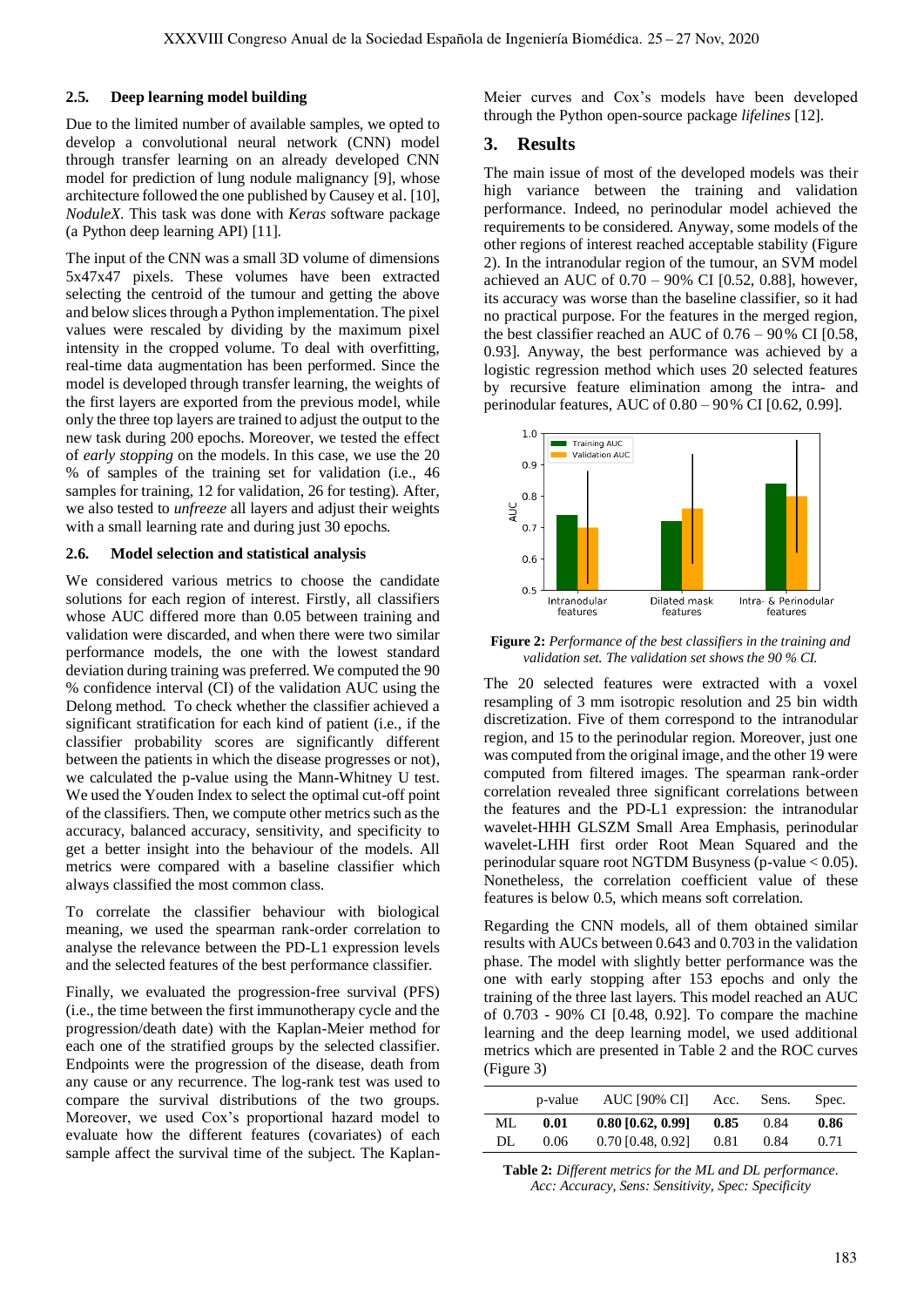### 2.5. Deep learning model building

Due to the limited number of available samples, we opted to develop a convolutional neural network (CNN) model through transfer learning on an already developed CNN model for prediction of lung nodule malignancy [9], whose architecture followed the one published by Causey et al. [10], *NoduleX*. This task was done with *Keras* software package (a Python deep learning API) [11].

The input of the CNN was a small 3D volume of dimensions 5x47x47 pixels. These volumes have been extracted selecting the centroid of the tumour and getting the above and below slices through a Python implementation. The pixel values were rescaled by dividing by the maximum pixel intensity in the cropped volume. To deal with overfitting, real-time data augmentation has been performed. Since the model is developed through transfer learning, the weights of the first layers are exported from the previous model, while only the three top layers are trained to adjust the output to the new task during 200 epochs. Moreover, we tested the effect of *early stopping* on the models. In this case, we use the 20 % of samples of the training set for validation (i.e., 46 samples for training, 12 for validation, 26 for testing). After, we also tested to *unfreeze* all layers and adjust their weights with a small learning rate and during just 30 epochs.

### 2.6. Model selection and statistical analysis

We considered various metrics to choose the candidate solutions for each region of interest. Firstly, all classifiers whose AUC differed more than 0.05 between training and validation were discarded, and when there were two similar performance models, the one with the lowest standard deviation during training was preferred. We computed the 90 % confidence interval (CI) of the validation AUC using the Delong method. To check whether the classifier achieved a significant stratification for each kind of patient (i.e., if the classifier probability scores are significantly different between the patients in which the disease progresses or not), we calculated the p-value using the Mann-Whitney U test. We used the Youden Index to select the optimal cut-off point of the classifiers. Then, we compute other metrics such as the accuracy, balanced accuracy, sensitivity, and specificity to get a better insight into the behaviour of the models. All metrics were compared with a baseline classifier which always classified the most common class.

To correlate the classifier behaviour with biological meaning, we used the spearman rank-order correlation to analyse the relevance between the PD-L1 expression levels and the selected features of the best performance classifier.

Finally, we evaluated the progression-free survival (PFS) (i.e., the time between the first immunotherapy cycle and the progression/death date) with the Kaplan-Meier method for each one of the stratified groups by the selected classifier. Endpoints were the progression of the disease, death from any cause or any recurrence. The log-rank test was used to compare the survival distributions of the two groups. Moreover, we used Cox's proportional hazard model to evaluate how the different features (covariates) of each sample affect the survival time of the subject. The Kaplan-Meier curves and Cox's models have been developed through the Python open-source package *lifelines* [12].

## 3. Results

The main issue of most of the developed models was their high variance between the training and validation performance. Indeed, no perinodular model achieved the requirements to be considered. Anyway, some models of the other regions of interest reached acceptable stability (Figure 2). In the intranodular region of the tumour, an SVM model achieved an AUC of 0.70 – 90% CI [0.52, 0.88], however, its accuracy was worse than the baseline classifier, so it had no practical purpose. For the features in the merged region, the best classifier reached an AUC of 0.76 – 90% CI [0.58, 0.93]. Anyway, the best performance was achieved by a logistic regression method which uses 20 selected features by recursive feature elimination among the intra- and perinodular features, AUC of 0.80 – 90% CI [0.62, 0.99].

**Figure 2:** *Performance of the best classifiers in the training and validation set. The validation set shows the 90 % CI.*

The 20 selected features were extracted with a voxel resampling of 3 mm isotropic resolution and 25 bin width discretization. Five of them correspond to the intranodular region, and 15 to the perinodular region. Moreover, just one was computed from the original image, and the other 19 were computed from filtered images. The spearman rank-order correlation revealed three significant correlations between the features and the PD-L1 expression: the intranodular wavelet-HHH GLSZM Small Area Emphasis, perinodular wavelet-LHH first order Root Mean Squared and the perinodular square root NGTDM Busyness ($p$-value < 0.05). Nonetheless, the correlation coefficient value of these features is below 0.5, which means soft correlation.

Regarding the CNN models, all of them obtained similar results with AUCs between 0.643 and 0.703 in the validation phase. The model with slightly better performance was the one with early stopping after 153 epochs and only the training of the three last layers. This model reached an AUC of 0.703 - 90% CI [0.48, 0.92]. To compare the machine learning and the deep learning model, we used additional metrics which are presented in Table 2 and the ROC curves (Figure 3)

| | p-value | AUC [90% CI] | Acc. | Sens. | Spec. |
|---|---|---|---|---|---|
| ML | **0.01** | **0.80 [0.62, 0.99]** | **0.85** | 0.84 | **0.86** |
| DL | 0.06 | 0.70 [0.48, 0.92] | 0.81 | 0.84 | 0.71 |

**Table 2:** *Different metrics for the ML and DL performance. Acc: Accuracy, Sens: Sensitivity, Spec: Specificity*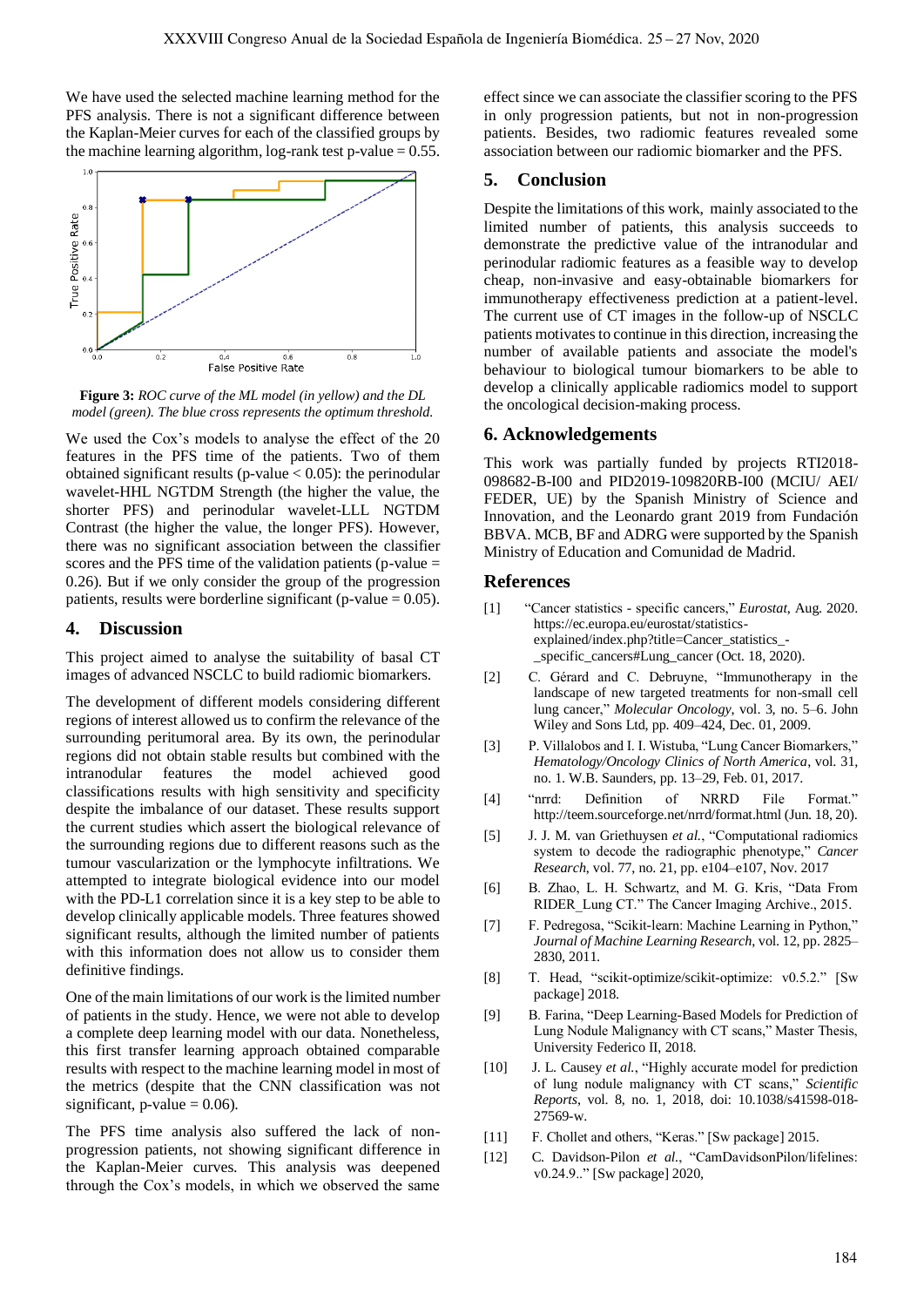We have used the selected machine learning method for the PFS analysis. There is not a significant difference between the Kaplan-Meier curves for each of the classified groups by the machine learning algorithm, log-rank test p-value = 0.55.

True Positive Rate
False Positive Rate
0.0
0.2
0.4
0.6
0.8
1.0

**Figure 3:** *ROC curve of the ML model (in yellow) and the DL model (green). The blue cross represents the optimum threshold.*

We used the Cox's models to analyse the effect of the 20 features in the PFS time of the patients. Two of them obtained significant results (p-value < 0.05): the perinodular wavelet-HHL NGTDM Strength (the higher the value, the shorter PFS) and perinodular wavelet-LLL NGTDM Contrast (the higher the value, the longer PFS). However, there was no significant association between the classifier scores and the PFS time of the validation patients (p-value = 0.26). But if we only consider the group of the progression patients, results were borderline significant (p-value = 0.05).

## 4. Discussion

This project aimed to analyse the suitability of basal CT images of advanced NSCLC to build radiomic biomarkers.

The development of different models considering different regions of interest allowed us to confirm the relevance of the surrounding peritumoral area. By its own, the perinodular regions did not obtain stable results but combined with the intranodular features the model achieved good classifications results with high sensitivity and specificity despite the imbalance of our dataset. These results support the current studies which assert the biological relevance of the surrounding regions due to different reasons such as the tumour vascularization or the lymphocyte infiltrations. We attempted to integrate biological evidence into our model with the PD-L1 correlation since it is a key step to be able to develop clinically applicable models. Three features showed significant results, although the limited number of patients with this information does not allow us to consider them definitive findings.

One of the main limitations of our work is the limited number of patients in the study. Hence, we were not able to develop a complete deep learning model with our data. Nonetheless, this first transfer learning approach obtained comparable results with respect to the machine learning model in most of the metrics (despite that the CNN classification was not significant, p-value = 0.06).

The PFS time analysis also suffered the lack of non-progression patients, not showing significant difference in the Kaplan-Meier curves. This analysis was deepened through the Cox's models, in which we observed the same effect since we can associate the classifier scoring to the PFS in only progression patients, but not in non-progression patients. Besides, two radiomic features revealed some association between our radiomic biomarker and the PFS.

## 5. Conclusion

Despite the limitations of this work, mainly associated to the limited number of patients, this analysis succeeds to demonstrate the predictive value of the intranodular and perinodular radiomic features as a feasible way to develop cheap, non-invasive and easy-obtainable biomarkers for immunotherapy effectiveness prediction at a patient-level. The current use of CT images in the follow-up of NSCLC patients motivates to continue in this direction, increasing the number of available patients and associate the model's behaviour to biological tumour biomarkers to be able to develop a clinically applicable radiomics model to support the oncological decision-making process.

## 6. Acknowledgements

This work was partially funded by projects RTI2018-098682-B-I00 and PID2019-109820RB-I00 (MCIU/ AEI/ FEDER, UE) by the Spanish Ministry of Science and Innovation, and the Leonardo grant 2019 from Fundación BBVA. MCB, BF and ADRG were supported by the Spanish Ministry of Education and Comunidad de Madrid.

## References

[1] "Cancer statistics - specific cancers," *Eurostat*, Aug. 2020. https://ec.europa.eu/eurostat/statistics-explained/index.php?title=Cancer_statistics_-_specific_cancers#Lung_cancer (Oct. 18, 2020).

[2] C. Gérard and C. Debruyne, "Immunotherapy in the landscape of new targeted treatments for non-small cell lung cancer," *Molecular Oncology*, vol. 3, no. 5–6. John Wiley and Sons Ltd, pp. 409–424, Dec. 01, 2009.

[3] P. Villalobos and I. I. Wistuba, "Lung Cancer Biomarkers," *Hematology/Oncology Clinics of North America*, vol. 31, no. 1. W.B. Saunders, pp. 13–29, Feb. 01, 2017.

[4] "nrrd: Definition of NRRD File Format." http://teem.sourceforge.net/nrrd/format.html (Jun. 18, 20).

[5] J. J. M. van Griethuysen *et al.*, "Computational radiomics system to decode the radiographic phenotype," *Cancer Research*, vol. 77, no. 21, pp. e104–e107, Nov. 2017

[6] B. Zhao, L. H. Schwartz, and M. G. Kris, "Data From RIDER_Lung CT." The Cancer Imaging Archive., 2015.

[7] F. Pedregosa, "Scikit-learn: Machine Learning in Python," *Journal of Machine Learning Research*, vol. 12, pp. 2825–2830, 2011.

[8] T. Head, "scikit-optimize/scikit-optimize: v0.5.2." [Sw package] 2018.

[9] B. Farina, "Deep Learning-Based Models for Prediction of Lung Nodule Malignancy with CT scans," Master Thesis, University Federico II, 2018.

[10] J. L. Causey *et al.*, "Highly accurate model for prediction of lung nodule malignancy with CT scans," *Scientific Reports*, vol. 8, no. 1, 2018, doi: 10.1038/s41598-018-27569-w.

[11] F. Chollet and others, "Keras." [Sw package] 2015.

[12] C. Davidson-Pilon *et al.*, "CamDavidsonPilon/lifelines: v0.24.9.." [Sw package] 2020,